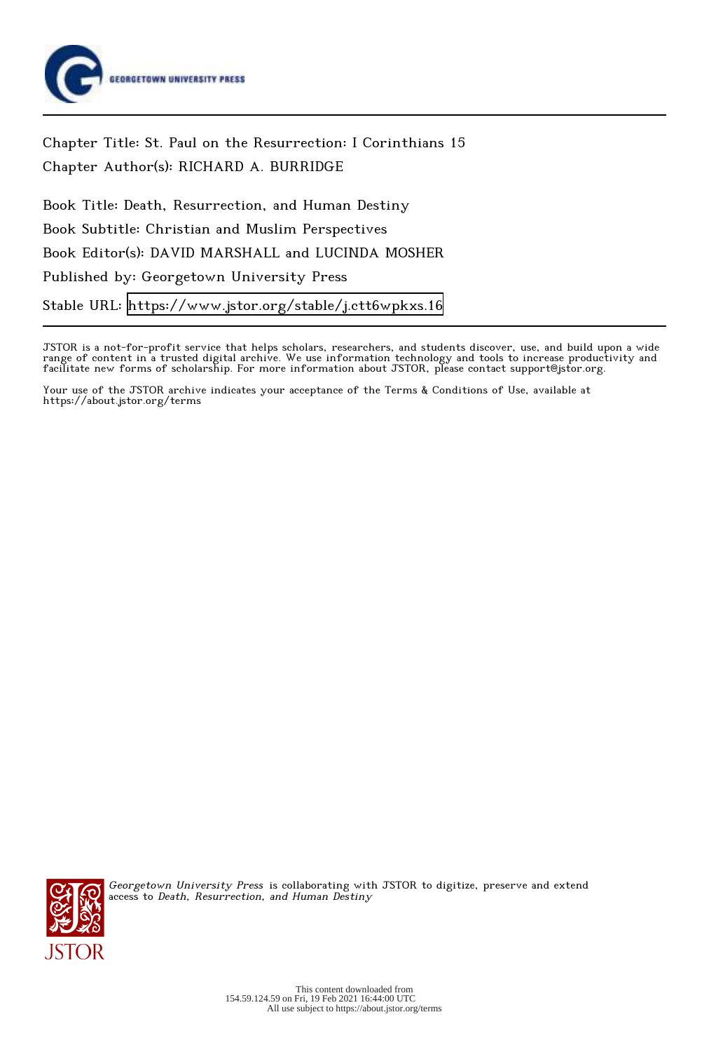GEORGETOWN UNIVERSITY PRESS

Chapter Title: St. Paul on the Resurrection: I Corinthians 15

Chapter Author(s): RICHARD A. BURRIDGE

Book Title: Death, Resurrection, and Human Destiny

Book Subtitle: Christian and Muslim Perspectives

Book Editor(s): DAVID MARSHALL and LUCINDA MOSHER

Published by: Georgetown University Press

Stable URL: https://www.jstor.org/stable/j.ctt6wpkxs.16

---

JSTOR is a not-for-profit service that helps scholars, researchers, and students discover, use, and build upon a wide range of content in a trusted digital archive. We use information technology and tools to increase productivity and facilitate new forms of scholarship. For more information about JSTOR, please contact support@jstor.org.

Your use of the JSTOR archive indicates your acceptance of the Terms & Conditions of Use, available at https://about.jstor.org/terms

*Georgetown University Press* is collaborating with JSTOR to digitize, preserve and extend access to *Death, Resurrection, and Human Destiny*

JSTOR

This content downloaded from 154.59.124.59 on Fri, 19 Feb 2021 16:44:00 UTC
All use subject to https://about.jstor.org/terms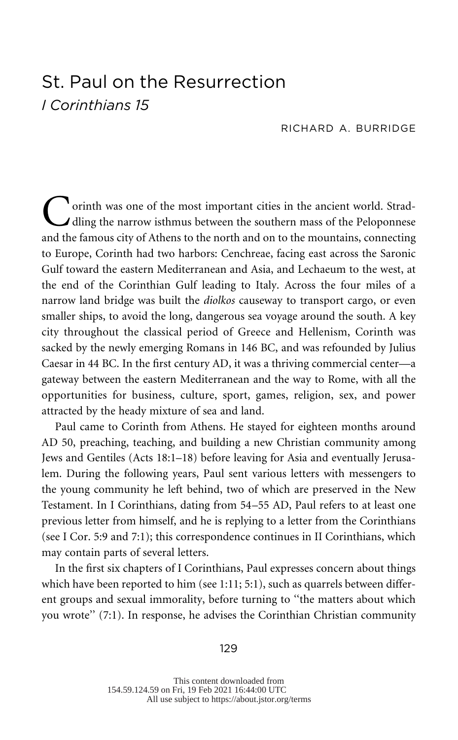# St. Paul on the Resurrection

*I Corinthians 15*

RICHARD A. BURRIDGE

Corinth was one of the most important cities in the ancient world. Straddling the narrow isthmus between the southern mass of the Peloponnese and the famous city of Athens to the north and on to the mountains, connecting to Europe, Corinth had two harbors: Cenchreae, facing east across the Saronic Gulf toward the eastern Mediterranean and Asia, and Lechaeum to the west, at the end of the Corinthian Gulf leading to Italy. Across the four miles of a narrow land bridge was built the *diolkos* causeway to transport cargo, or even smaller ships, to avoid the long, dangerous sea voyage around the south. A key city throughout the classical period of Greece and Hellenism, Corinth was sacked by the newly emerging Romans in 146 BC, and was refounded by Julius Caesar in 44 BC. In the first century AD, it was a thriving commercial center—a gateway between the eastern Mediterranean and the way to Rome, with all the opportunities for business, culture, sport, games, religion, sex, and power attracted by the heady mixture of sea and land.

Paul came to Corinth from Athens. He stayed for eighteen months around AD 50, preaching, teaching, and building a new Christian community among Jews and Gentiles (Acts 18:1–18) before leaving for Asia and eventually Jerusalem. During the following years, Paul sent various letters with messengers to the young community he left behind, two of which are preserved in the New Testament. In I Corinthians, dating from 54–55 AD, Paul refers to at least one previous letter from himself, and he is replying to a letter from the Corinthians (see I Cor. 5:9 and 7:1); this correspondence continues in II Corinthians, which may contain parts of several letters.

In the first six chapters of I Corinthians, Paul expresses concern about things which have been reported to him (see 1:11; 5:1), such as quarrels between different groups and sexual immorality, before turning to "the matters about which you wrote" (7:1). In response, he advises the Corinthian Christian community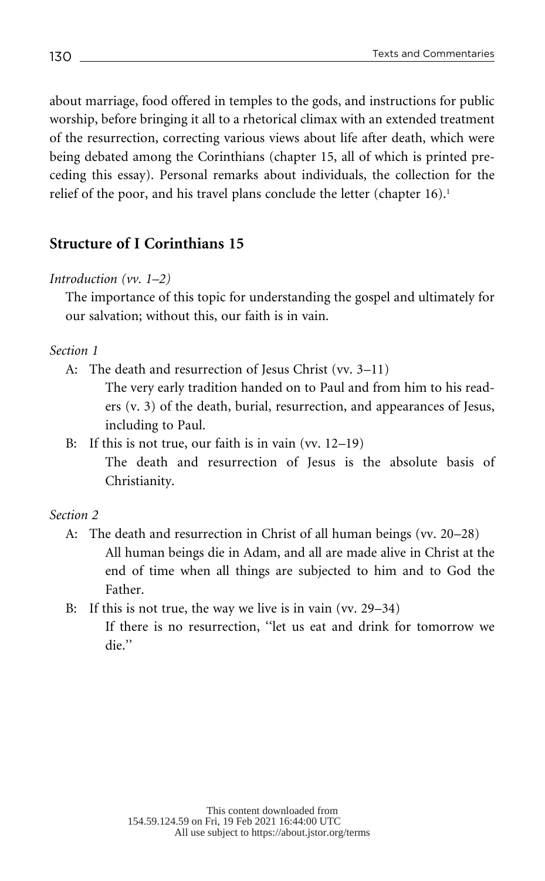about marriage, food offered in temples to the gods, and instructions for public worship, before bringing it all to a rhetorical climax with an extended treatment of the resurrection, correcting various views about life after death, which were being debated among the Corinthians (chapter 15, all of which is printed preceding this essay). Personal remarks about individuals, the collection for the relief of the poor, and his travel plans conclude the letter (chapter 16).[1]

## Structure of I Corinthians 15

*Introduction (vv. 1–2)*

The importance of this topic for understanding the gospel and ultimately for our salvation; without this, our faith is in vain.

*Section 1*

A: The death and resurrection of Jesus Christ (vv. 3–11)

The very early tradition handed on to Paul and from him to his readers (v. 3) of the death, burial, resurrection, and appearances of Jesus, including to Paul.

B: If this is not true, our faith is in vain (vv. 12–19)

The death and resurrection of Jesus is the absolute basis of Christianity.

*Section 2*

A: The death and resurrection in Christ of all human beings (vv. 20–28)

All human beings die in Adam, and all are made alive in Christ at the end of time when all things are subjected to him and to God the Father.

B: If this is not true, the way we live is in vain (vv. 29–34)

If there is no resurrection, ''let us eat and drink for tomorrow we die.''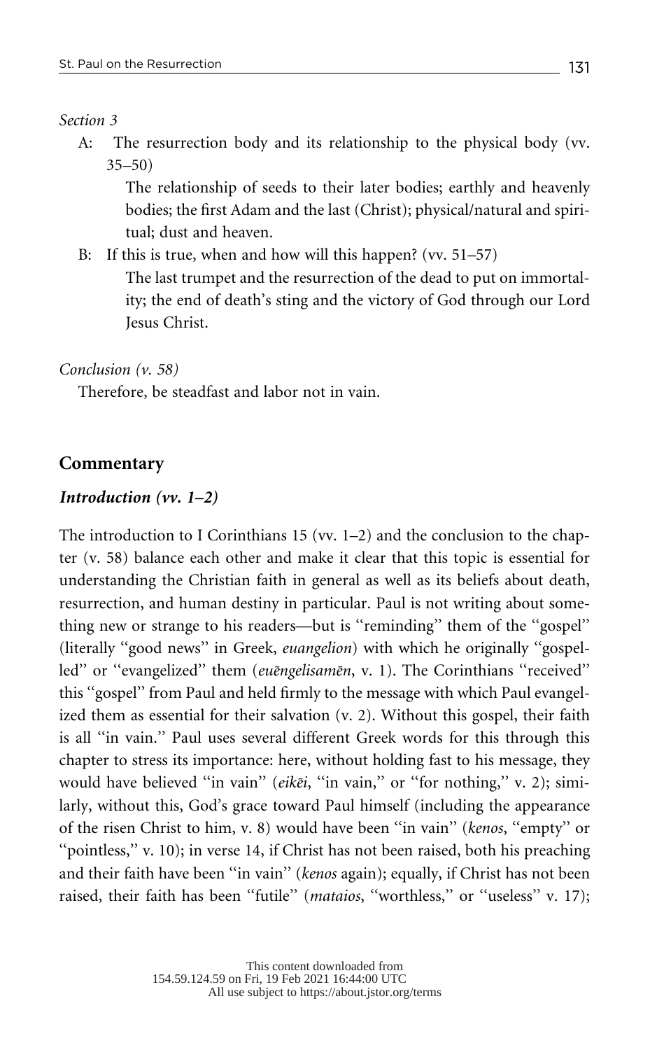*Section 3*

A: The resurrection body and its relationship to the physical body (vv. 35–50)

The relationship of seeds to their later bodies; earthly and heavenly bodies; the first Adam and the last (Christ); physical/natural and spiritual; dust and heaven.

B: If this is true, when and how will this happen? (vv. 51–57)

The last trumpet and the resurrection of the dead to put on immortality; the end of death's sting and the victory of God through our Lord Jesus Christ.

*Conclusion (v. 58)*

Therefore, be steadfast and labor not in vain.

## Commentary

### *Introduction (vv. 1–2)*

The introduction to I Corinthians 15 (vv. 1–2) and the conclusion to the chapter (v. 58) balance each other and make it clear that this topic is essential for understanding the Christian faith in general as well as its beliefs about death, resurrection, and human destiny in particular. Paul is not writing about something new or strange to his readers—but is ''reminding'' them of the ''gospel'' (literally ''good news'' in Greek, *euangelion*) with which he originally ''gospelled'' or ''evangelized'' them (*euēngelisamēn*, v. 1). The Corinthians ''received'' this ''gospel'' from Paul and held firmly to the message with which Paul evangelized them as essential for their salvation (v. 2). Without this gospel, their faith is all ''in vain.'' Paul uses several different Greek words for this through this chapter to stress its importance: here, without holding fast to his message, they would have believed ''in vain'' (*eikēi*, ''in vain,'' or ''for nothing,'' v. 2); similarly, without this, God's grace toward Paul himself (including the appearance of the risen Christ to him, v. 8) would have been ''in vain'' (*kenos*, ''empty'' or ''pointless,'' v. 10); in verse 14, if Christ has not been raised, both his preaching and their faith have been ''in vain'' (*kenos* again); equally, if Christ has not been raised, their faith has been ''futile'' (*mataios*, ''worthless,'' or ''useless'' v. 17);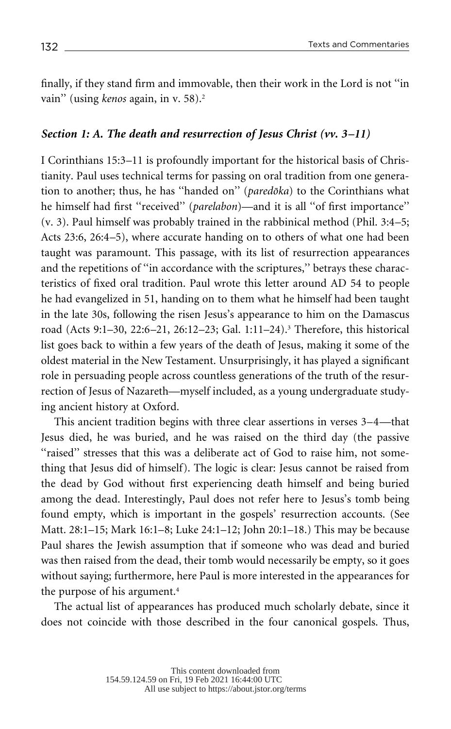finally, if they stand firm and immovable, then their work in the Lord is not ''in vain'' (using *kenos* again, in v. 58).[2]

### *Section 1: A. The death and resurrection of Jesus Christ (vv. 3–11)*

I Corinthians 15:3–11 is profoundly important for the historical basis of Christianity. Paul uses technical terms for passing on oral tradition from one generation to another; thus, he has ''handed on'' (*paredōka*) to the Corinthians what he himself had first ''received'' (*parelabon*)—and it is all ''of first importance'' (v. 3). Paul himself was probably trained in the rabbinical method (Phil. 3:4–5; Acts 23:6, 26:4–5), where accurate handing on to others of what one had been taught was paramount. This passage, with its list of resurrection appearances and the repetitions of ''in accordance with the scriptures,'' betrays these characteristics of fixed oral tradition. Paul wrote this letter around AD 54 to people he had evangelized in 51, handing on to them what he himself had been taught in the late 30s, following the risen Jesus's appearance to him on the Damascus road (Acts 9:1–30, 22:6–21, 26:12–23; Gal. 1:11–24).[3] Therefore, this historical list goes back to within a few years of the death of Jesus, making it some of the oldest material in the New Testament. Unsurprisingly, it has played a significant role in persuading people across countless generations of the truth of the resurrection of Jesus of Nazareth—myself included, as a young undergraduate studying ancient history at Oxford.

This ancient tradition begins with three clear assertions in verses 3–4—that Jesus died, he was buried, and he was raised on the third day (the passive ''raised'' stresses that this was a deliberate act of God to raise him, not something that Jesus did of himself). The logic is clear: Jesus cannot be raised from the dead by God without first experiencing death himself and being buried among the dead. Interestingly, Paul does not refer here to Jesus's tomb being found empty, which is important in the gospels' resurrection accounts. (See Matt. 28:1–15; Mark 16:1–8; Luke 24:1–12; John 20:1–18.) This may be because Paul shares the Jewish assumption that if someone who was dead and buried was then raised from the dead, their tomb would necessarily be empty, so it goes without saying; furthermore, here Paul is more interested in the appearances for the purpose of his argument.[4]

The actual list of appearances has produced much scholarly debate, since it does not coincide with those described in the four canonical gospels. Thus,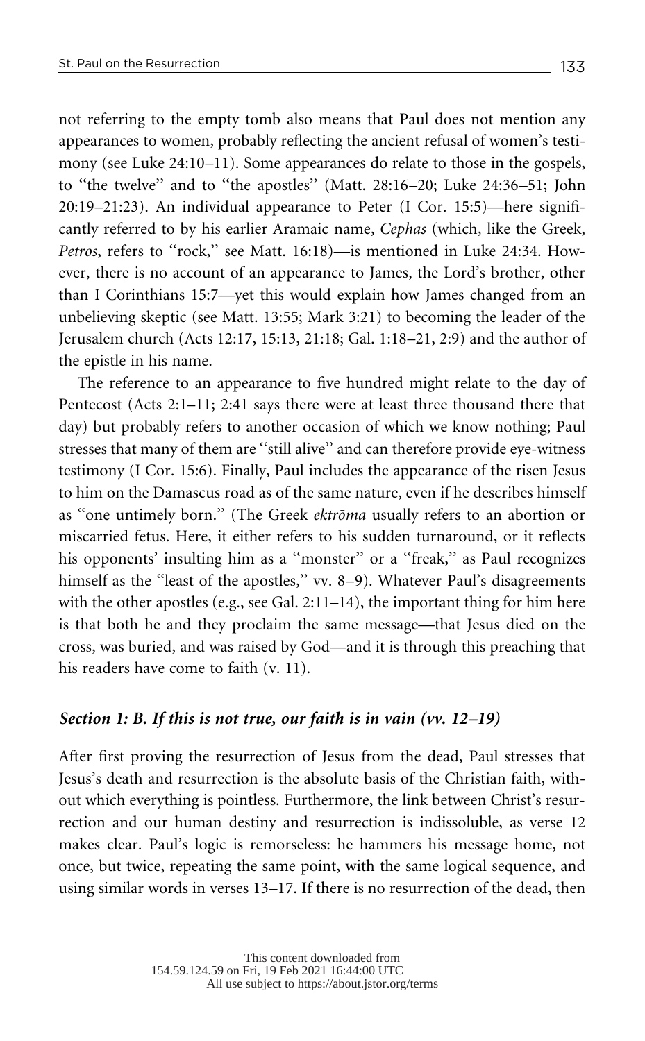not referring to the empty tomb also means that Paul does not mention any appearances to women, probably reflecting the ancient refusal of women's testimony (see Luke 24:10–11). Some appearances do relate to those in the gospels, to ''the twelve'' and to ''the apostles'' (Matt. 28:16–20; Luke 24:36–51; John 20:19–21:23). An individual appearance to Peter (I Cor. 15:5)—here significantly referred to by his earlier Aramaic name, *Cephas* (which, like the Greek, *Petros*, refers to ''rock,'' see Matt. 16:18)—is mentioned in Luke 24:34. However, there is no account of an appearance to James, the Lord's brother, other than I Corinthians 15:7—yet this would explain how James changed from an unbelieving skeptic (see Matt. 13:55; Mark 3:21) to becoming the leader of the Jerusalem church (Acts 12:17, 15:13, 21:18; Gal. 1:18–21, 2:9) and the author of the epistle in his name.

The reference to an appearance to five hundred might relate to the day of Pentecost (Acts 2:1–11; 2:41 says there were at least three thousand there that day) but probably refers to another occasion of which we know nothing; Paul stresses that many of them are ''still alive'' and can therefore provide eye-witness testimony (I Cor. 15:6). Finally, Paul includes the appearance of the risen Jesus to him on the Damascus road as of the same nature, even if he describes himself as ''one untimely born.'' (The Greek *ektrōma* usually refers to an abortion or miscarried fetus. Here, it either refers to his sudden turnaround, or it reflects his opponents' insulting him as a ''monster'' or a ''freak,'' as Paul recognizes himself as the ''least of the apostles,'' vv. 8–9). Whatever Paul's disagreements with the other apostles (e.g., see Gal. 2:11–14), the important thing for him here is that both he and they proclaim the same message—that Jesus died on the cross, was buried, and was raised by God—and it is through this preaching that his readers have come to faith (v. 11).

### *Section 1: B. If this is not true, our faith is in vain (vv. 12–19)*

After first proving the resurrection of Jesus from the dead, Paul stresses that Jesus's death and resurrection is the absolute basis of the Christian faith, without which everything is pointless. Furthermore, the link between Christ's resurrection and our human destiny and resurrection is indissoluble, as verse 12 makes clear. Paul's logic is remorseless: he hammers his message home, not once, but twice, repeating the same point, with the same logical sequence, and using similar words in verses 13–17. If there is no resurrection of the dead, then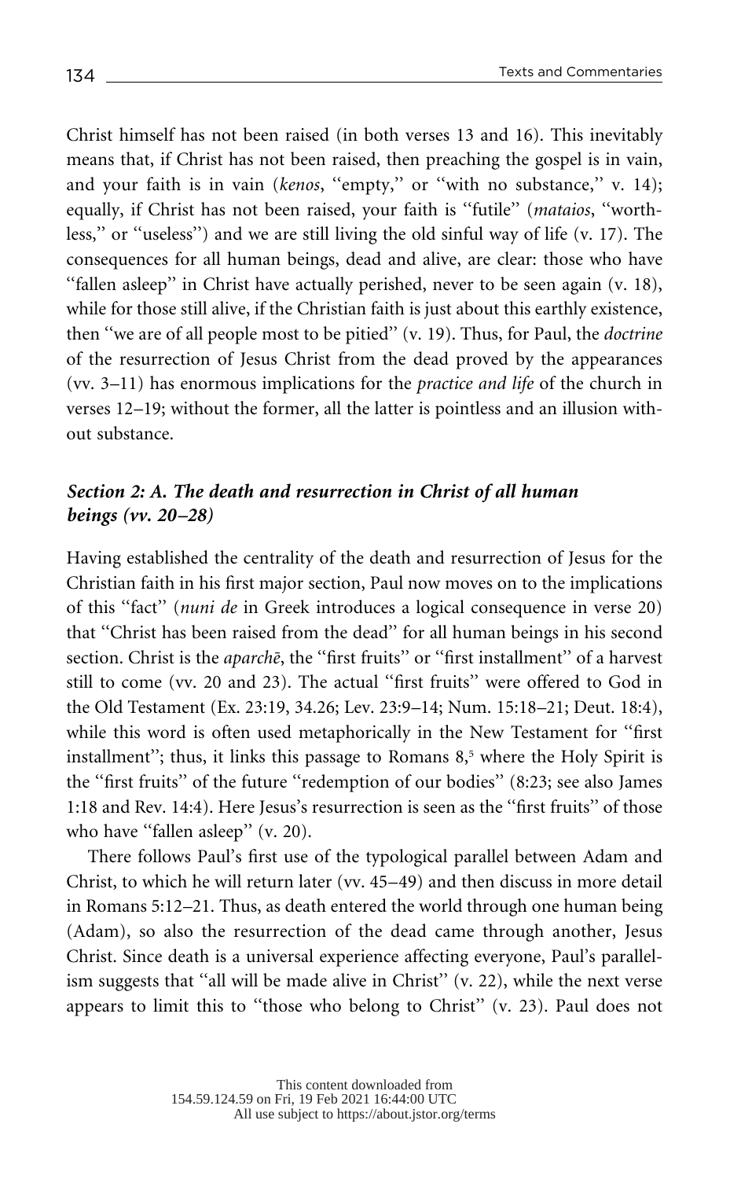Christ himself has not been raised (in both verses 13 and 16). This inevitably means that, if Christ has not been raised, then preaching the gospel is in vain, and your faith is in vain (*kenos*, "empty," or "with no substance," v. 14); equally, if Christ has not been raised, your faith is "futile" (*mataios*, "worthless," or "useless") and we are still living the old sinful way of life (v. 17). The consequences for all human beings, dead and alive, are clear: those who have "fallen asleep" in Christ have actually perished, never to be seen again (v. 18), while for those still alive, if the Christian faith is just about this earthly existence, then "we are of all people most to be pitied" (v. 19). Thus, for Paul, the *doctrine* of the resurrection of Jesus Christ from the dead proved by the appearances (vv. 3–11) has enormous implications for the *practice and life* of the church in verses 12–19; without the former, all the latter is pointless and an illusion without substance.

### *Section 2: A. The death and resurrection in Christ of all human beings (vv. 20–28)*

Having established the centrality of the death and resurrection of Jesus for the Christian faith in his first major section, Paul now moves on to the implications of this "fact" (*nuni de* in Greek introduces a logical consequence in verse 20) that "Christ has been raised from the dead" for all human beings in his second section. Christ is the *aparchē*, the "first fruits" or "first installment" of a harvest still to come (vv. 20 and 23). The actual "first fruits" were offered to God in the Old Testament (Ex. 23:19, 34.26; Lev. 23:9–14; Num. 15:18–21; Deut. 18:4), while this word is often used metaphorically in the New Testament for "first installment"; thus, it links this passage to Romans 8,[5] where the Holy Spirit is the "first fruits" of the future "redemption of our bodies" (8:23; see also James 1:18 and Rev. 14:4). Here Jesus's resurrection is seen as the "first fruits" of those who have "fallen asleep" (v. 20).

There follows Paul's first use of the typological parallel between Adam and Christ, to which he will return later (vv. 45–49) and then discuss in more detail in Romans 5:12–21. Thus, as death entered the world through one human being (Adam), so also the resurrection of the dead came through another, Jesus Christ. Since death is a universal experience affecting everyone, Paul's parallelism suggests that "all will be made alive in Christ" (v. 22), while the next verse appears to limit this to "those who belong to Christ" (v. 23). Paul does not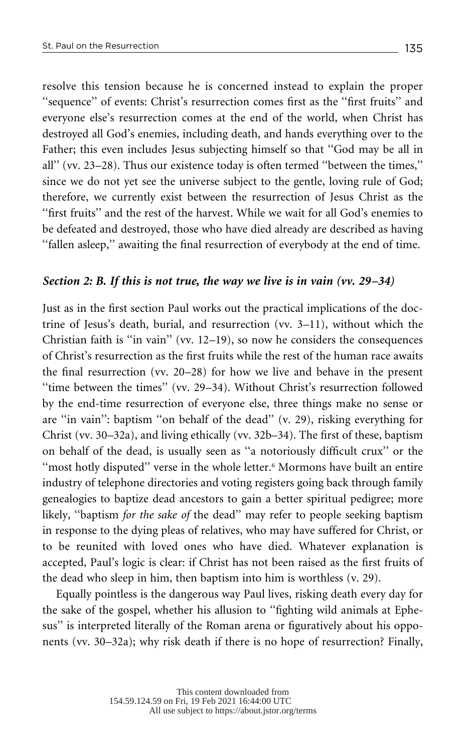resolve this tension because he is concerned instead to explain the proper "sequence" of events: Christ's resurrection comes first as the "first fruits" and everyone else's resurrection comes at the end of the world, when Christ has destroyed all God's enemies, including death, and hands everything over to the Father; this even includes Jesus subjecting himself so that "God may be all in all" (vv. 23–28). Thus our existence today is often termed "between the times," since we do not yet see the universe subject to the gentle, loving rule of God; therefore, we currently exist between the resurrection of Jesus Christ as the "first fruits" and the rest of the harvest. While we wait for all God's enemies to be defeated and destroyed, those who have died already are described as having "fallen asleep," awaiting the final resurrection of everybody at the end of time.

### *Section 2: B. If this is not true, the way we live is in vain (vv. 29–34)*

Just as in the first section Paul works out the practical implications of the doctrine of Jesus's death, burial, and resurrection (vv. 3–11), without which the Christian faith is "in vain" (vv. 12–19), so now he considers the consequences of Christ's resurrection as the first fruits while the rest of the human race awaits the final resurrection (vv. 20–28) for how we live and behave in the present "time between the times" (vv. 29–34). Without Christ's resurrection followed by the end-time resurrection of everyone else, three things make no sense or are "in vain": baptism "on behalf of the dead" (v. 29), risking everything for Christ (vv. 30–32a), and living ethically (vv. 32b–34). The first of these, baptism on behalf of the dead, is usually seen as "a notoriously difficult crux" or the "most hotly disputed" verse in the whole letter.[6] Mormons have built an entire industry of telephone directories and voting registers going back through family genealogies to baptize dead ancestors to gain a better spiritual pedigree; more likely, "baptism *for the sake of* the dead" may refer to people seeking baptism in response to the dying pleas of relatives, who may have suffered for Christ, or to be reunited with loved ones who have died. Whatever explanation is accepted, Paul's logic is clear: if Christ has not been raised as the first fruits of the dead who sleep in him, then baptism into him is worthless (v. 29).

Equally pointless is the dangerous way Paul lives, risking death every day for the sake of the gospel, whether his allusion to "fighting wild animals at Ephesus" is interpreted literally of the Roman arena or figuratively about his opponents (vv. 30–32a); why risk death if there is no hope of resurrection? Finally,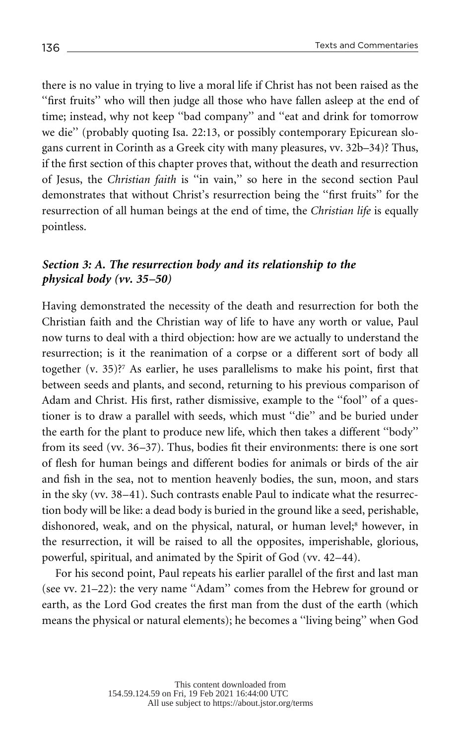there is no value in trying to live a moral life if Christ has not been raised as the "first fruits" who will then judge all those who have fallen asleep at the end of time; instead, why not keep "bad company" and "eat and drink for tomorrow we die" (probably quoting Isa. 22:13, or possibly contemporary Epicurean slogans current in Corinth as a Greek city with many pleasures, vv. 32b–34)? Thus, if the first section of this chapter proves that, without the death and resurrection of Jesus, the *Christian faith* is "in vain," so here in the second section Paul demonstrates that without Christ's resurrection being the "first fruits" for the resurrection of all human beings at the end of time, the *Christian life* is equally pointless.

### *Section 3: A. The resurrection body and its relationship to the physical body (vv. 35–50)*

Having demonstrated the necessity of the death and resurrection for both the Christian faith and the Christian way of life to have any worth or value, Paul now turns to deal with a third objection: how are we actually to understand the resurrection; is it the reanimation of a corpse or a different sort of body all together (v. 35)?[7] As earlier, he uses parallelisms to make his point, first that between seeds and plants, and second, returning to his previous comparison of Adam and Christ. His first, rather dismissive, example to the "fool" of a questioner is to draw a parallel with seeds, which must "die" and be buried under the earth for the plant to produce new life, which then takes a different "body" from its seed (vv. 36–37). Thus, bodies fit their environments: there is one sort of flesh for human beings and different bodies for animals or birds of the air and fish in the sea, not to mention heavenly bodies, the sun, moon, and stars in the sky (vv. 38–41). Such contrasts enable Paul to indicate what the resurrection body will be like: a dead body is buried in the ground like a seed, perishable, dishonored, weak, and on the physical, natural, or human level;[8] however, in the resurrection, it will be raised to all the opposites, imperishable, glorious, powerful, spiritual, and animated by the Spirit of God (vv. 42–44).

For his second point, Paul repeats his earlier parallel of the first and last man (see vv. 21–22): the very name "Adam" comes from the Hebrew for ground or earth, as the Lord God creates the first man from the dust of the earth (which means the physical or natural elements); he becomes a "living being" when God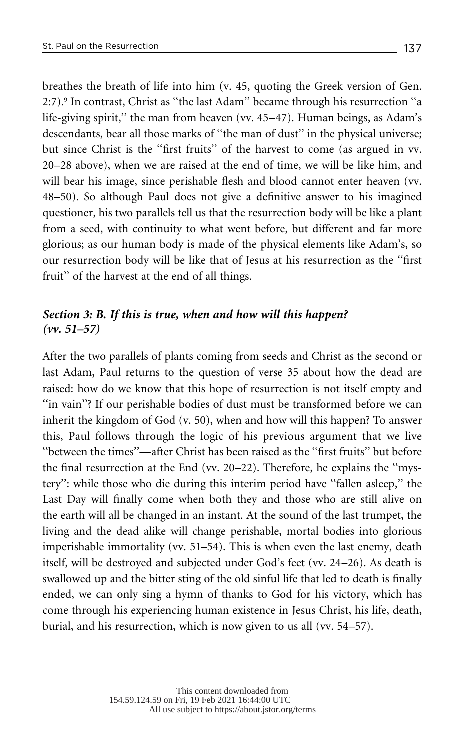breathes the breath of life into him (v. 45, quoting the Greek version of Gen. 2:7).[9] In contrast, Christ as ''the last Adam'' became through his resurrection ''a life-giving spirit,'' the man from heaven (vv. 45–47). Human beings, as Adam's descendants, bear all those marks of ''the man of dust'' in the physical universe; but since Christ is the ''first fruits'' of the harvest to come (as argued in vv. 20–28 above), when we are raised at the end of time, we will be like him, and will bear his image, since perishable flesh and blood cannot enter heaven (vv. 48–50). So although Paul does not give a definitive answer to his imagined questioner, his two parallels tell us that the resurrection body will be like a plant from a seed, with continuity to what went before, but different and far more glorious; as our human body is made of the physical elements like Adam's, so our resurrection body will be like that of Jesus at his resurrection as the ''first fruit'' of the harvest at the end of all things.

### *Section 3: B. If this is true, when and how will this happen? (vv. 51–57)*

After the two parallels of plants coming from seeds and Christ as the second or last Adam, Paul returns to the question of verse 35 about how the dead are raised: how do we know that this hope of resurrection is not itself empty and ''in vain''? If our perishable bodies of dust must be transformed before we can inherit the kingdom of God (v. 50), when and how will this happen? To answer this, Paul follows through the logic of his previous argument that we live ''between the times''—after Christ has been raised as the ''first fruits'' but before the final resurrection at the End (vv. 20–22). Therefore, he explains the ''mystery'': while those who die during this interim period have ''fallen asleep,'' the Last Day will finally come when both they and those who are still alive on the earth will all be changed in an instant. At the sound of the last trumpet, the living and the dead alike will change perishable, mortal bodies into glorious imperishable immortality (vv. 51–54). This is when even the last enemy, death itself, will be destroyed and subjected under God's feet (vv. 24–26). As death is swallowed up and the bitter sting of the old sinful life that led to death is finally ended, we can only sing a hymn of thanks to God for his victory, which has come through his experiencing human existence in Jesus Christ, his life, death, burial, and his resurrection, which is now given to us all (vv. 54–57).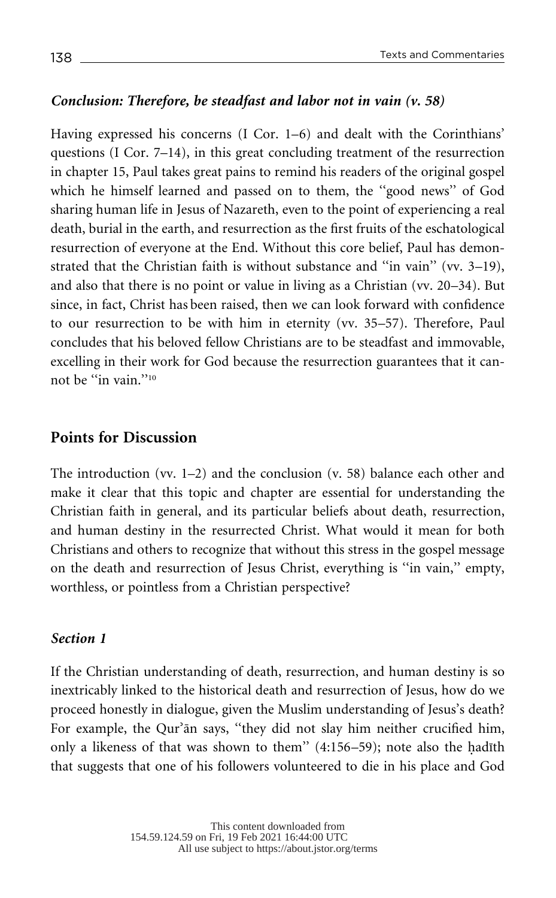### *Conclusion: Therefore, be steadfast and labor not in vain (v. 58)*

Having expressed his concerns (I Cor. 1–6) and dealt with the Corinthians' questions (I Cor. 7–14), in this great concluding treatment of the resurrection in chapter 15, Paul takes great pains to remind his readers of the original gospel which he himself learned and passed on to them, the "good news" of God sharing human life in Jesus of Nazareth, even to the point of experiencing a real death, burial in the earth, and resurrection as the first fruits of the eschatological resurrection of everyone at the End. Without this core belief, Paul has demonstrated that the Christian faith is without substance and "in vain" (vv. 3–19), and also that there is no point or value in living as a Christian (vv. 20–34). But since, in fact, Christ has been raised, then we can look forward with confidence to our resurrection to be with him in eternity (vv. 35–57). Therefore, Paul concludes that his beloved fellow Christians are to be steadfast and immovable, excelling in their work for God because the resurrection guarantees that it cannot be "in vain."[10]

## Points for Discussion

The introduction (vv. 1–2) and the conclusion (v. 58) balance each other and make it clear that this topic and chapter are essential for understanding the Christian faith in general, and its particular beliefs about death, resurrection, and human destiny in the resurrected Christ. What would it mean for both Christians and others to recognize that without this stress in the gospel message on the death and resurrection of Jesus Christ, everything is "in vain," empty, worthless, or pointless from a Christian perspective?

### *Section 1*

If the Christian understanding of death, resurrection, and human destiny is so inextricably linked to the historical death and resurrection of Jesus, how do we proceed honestly in dialogue, given the Muslim understanding of Jesus's death? For example, the Qur'ān says, "they did not slay him neither crucified him, only a likeness of that was shown to them" (4:156–59); note also the ḥadīth that suggests that one of his followers volunteered to die in his place and God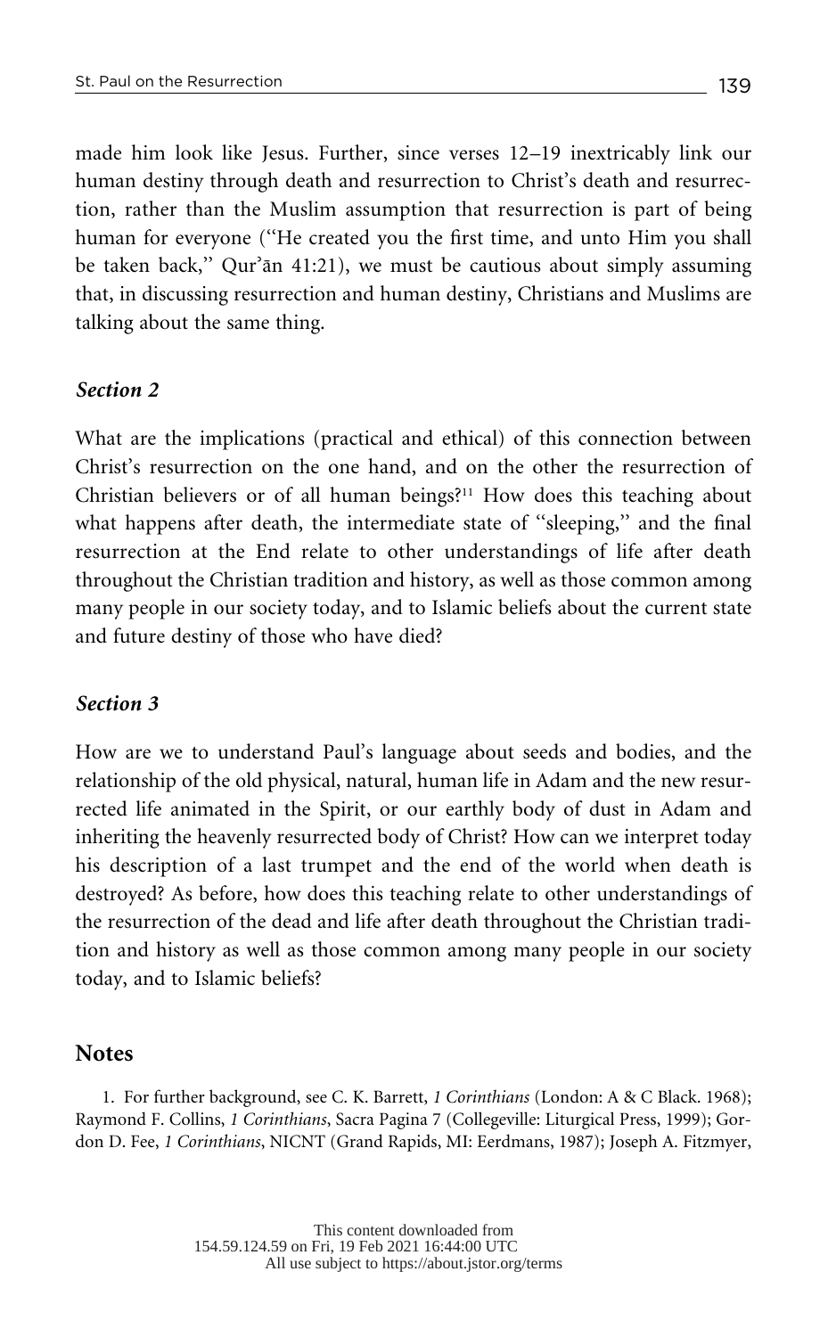made him look like Jesus. Further, since verses 12–19 inextricably link our human destiny through death and resurrection to Christ's death and resurrection, rather than the Muslim assumption that resurrection is part of being human for everyone (''He created you the first time, and unto Him you shall be taken back,'' Qurʾān 41:21), we must be cautious about simply assuming that, in discussing resurrection and human destiny, Christians and Muslims are talking about the same thing.

### *Section 2*

What are the implications (practical and ethical) of this connection between Christ's resurrection on the one hand, and on the other the resurrection of Christian believers or of all human beings?[11] How does this teaching about what happens after death, the intermediate state of ''sleeping,'' and the final resurrection at the End relate to other understandings of life after death throughout the Christian tradition and history, as well as those common among many people in our society today, and to Islamic beliefs about the current state and future destiny of those who have died?

### *Section 3*

How are we to understand Paul's language about seeds and bodies, and the relationship of the old physical, natural, human life in Adam and the new resurrected life animated in the Spirit, or our earthly body of dust in Adam and inheriting the heavenly resurrected body of Christ? How can we interpret today his description of a last trumpet and the end of the world when death is destroyed? As before, how does this teaching relate to other understandings of the resurrection of the dead and life after death throughout the Christian tradition and history as well as those common among many people in our society today, and to Islamic beliefs?

## Notes

1. For further background, see C. K. Barrett, *1 Corinthians* (London: A & C Black. 1968); Raymond F. Collins, *1 Corinthians*, Sacra Pagina 7 (Collegeville: Liturgical Press, 1999); Gordon D. Fee, *1 Corinthians*, NICNT (Grand Rapids, MI: Eerdmans, 1987); Joseph A. Fitzmyer,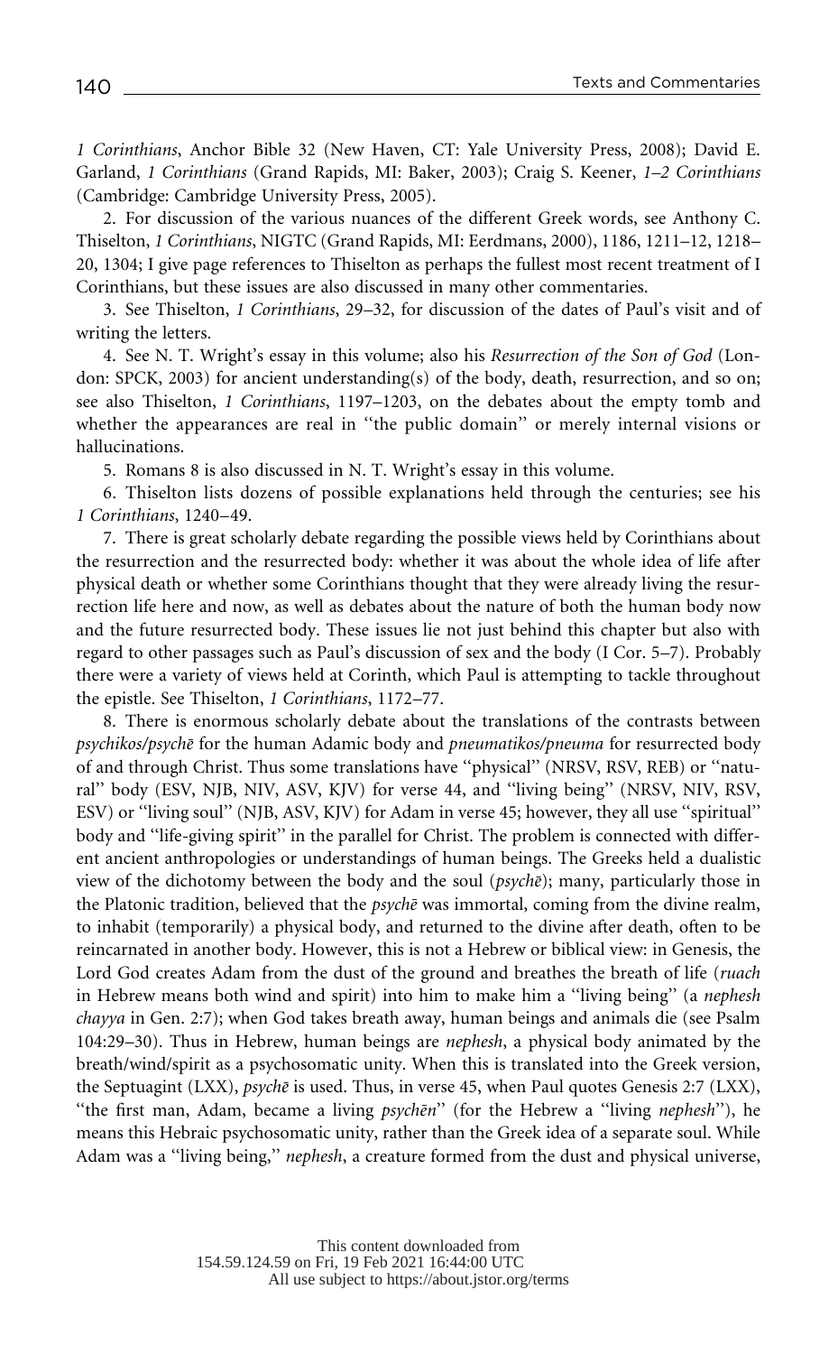*1 Corinthians*, Anchor Bible 32 (New Haven, CT: Yale University Press, 2008); David E. Garland, *1 Corinthians* (Grand Rapids, MI: Baker, 2003); Craig S. Keener, *1–2 Corinthians* (Cambridge: Cambridge University Press, 2005).

2. For discussion of the various nuances of the different Greek words, see Anthony C. Thiselton, *1 Corinthians*, NIGTC (Grand Rapids, MI: Eerdmans, 2000), 1186, 1211–12, 1218–20, 1304; I give page references to Thiselton as perhaps the fullest most recent treatment of I Corinthians, but these issues are also discussed in many other commentaries.

3. See Thiselton, *1 Corinthians*, 29–32, for discussion of the dates of Paul's visit and of writing the letters.

4. See N. T. Wright's essay in this volume; also his *Resurrection of the Son of God* (London: SPCK, 2003) for ancient understanding(s) of the body, death, resurrection, and so on; see also Thiselton, *1 Corinthians*, 1197–1203, on the debates about the empty tomb and whether the appearances are real in "the public domain" or merely internal visions or hallucinations.

5. Romans 8 is also discussed in N. T. Wright's essay in this volume.

6. Thiselton lists dozens of possible explanations held through the centuries; see his *1 Corinthians*, 1240–49.

7. There is great scholarly debate regarding the possible views held by Corinthians about the resurrection and the resurrected body: whether it was about the whole idea of life after physical death or whether some Corinthians thought that they were already living the resurrection life here and now, as well as debates about the nature of both the human body now and the future resurrected body. These issues lie not just behind this chapter but also with regard to other passages such as Paul's discussion of sex and the body (I Cor. 5–7). Probably there were a variety of views held at Corinth, which Paul is attempting to tackle throughout the epistle. See Thiselton, *1 Corinthians*, 1172–77.

8. There is enormous scholarly debate about the translations of the contrasts between *psychikos/psychē* for the human Adamic body and *pneumatikos/pneuma* for resurrected body of and through Christ. Thus some translations have "physical" (NRSV, RSV, REB) or "natural" body (ESV, NJB, NIV, ASV, KJV) for verse 44, and "living being" (NRSV, NIV, RSV, ESV) or "living soul" (NJB, ASV, KJV) for Adam in verse 45; however, they all use "spiritual" body and "life-giving spirit" in the parallel for Christ. The problem is connected with different ancient anthropologies or understandings of human beings. The Greeks held a dualistic view of the dichotomy between the body and the soul (*psychē*); many, particularly those in the Platonic tradition, believed that the *psychē* was immortal, coming from the divine realm, to inhabit (temporarily) a physical body, and returned to the divine after death, often to be reincarnated in another body. However, this is not a Hebrew or biblical view: in Genesis, the Lord God creates Adam from the dust of the ground and breathes the breath of life (*ruach* in Hebrew means both wind and spirit) into him to make him a "living being" (a *nephesh chayya* in Gen. 2:7); when God takes breath away, human beings and animals die (see Psalm 104:29–30). Thus in Hebrew, human beings are *nephesh*, a physical body animated by the breath/wind/spirit as a psychosomatic unity. When this is translated into the Greek version, the Septuagint (LXX), *psychē* is used. Thus, in verse 45, when Paul quotes Genesis 2:7 (LXX), "the first man, Adam, became a living *psychēn*" (for the Hebrew a "living *nephesh*"), he means this Hebraic psychosomatic unity, rather than the Greek idea of a separate soul. While Adam was a "living being," *nephesh*, a creature formed from the dust and physical universe,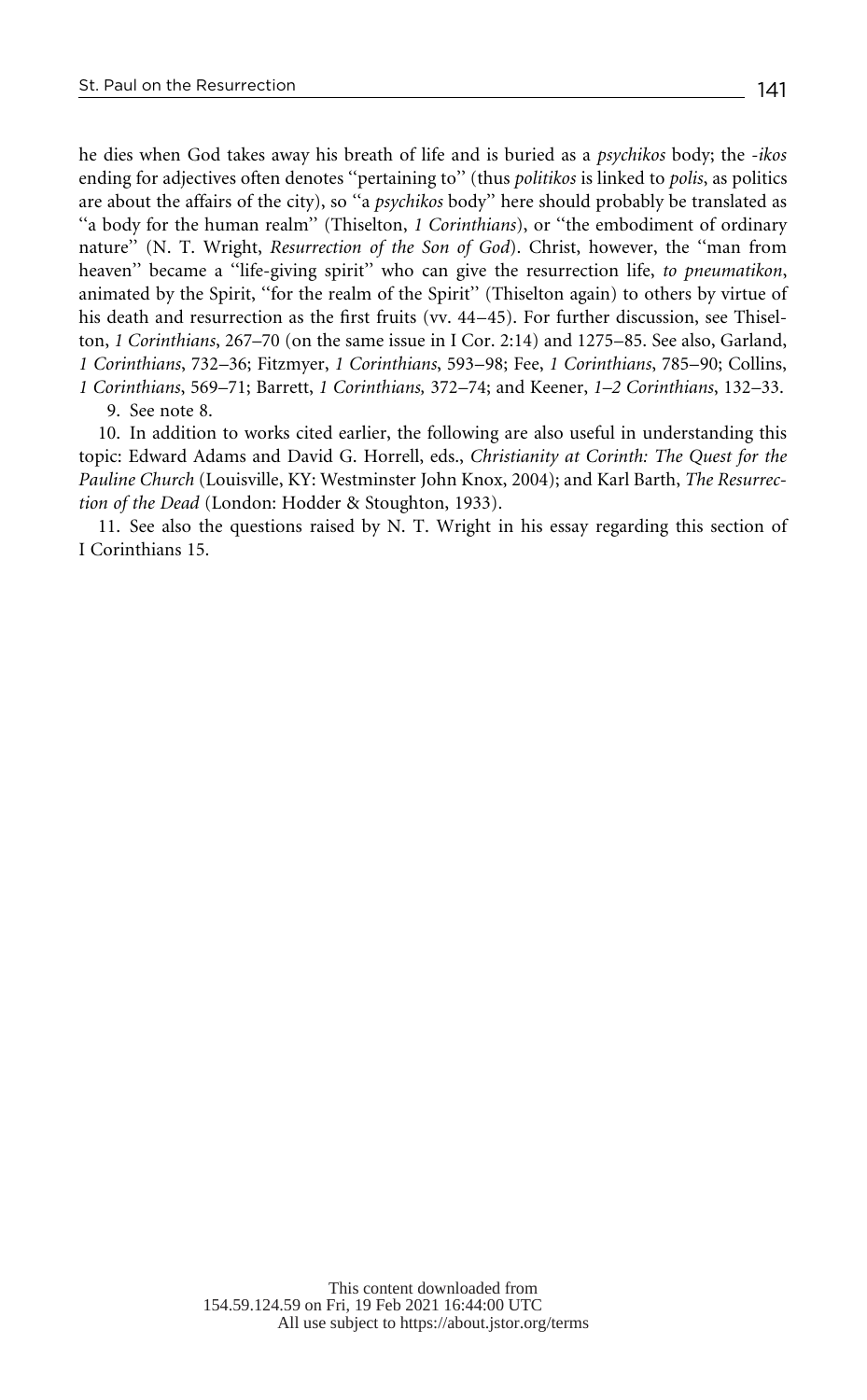he dies when God takes away his breath of life and is buried as a *psychikos* body; the *-ikos* ending for adjectives often denotes ''pertaining to'' (thus *politikos* is linked to *polis*, as politics are about the affairs of the city), so ''a *psychikos* body'' here should probably be translated as ''a body for the human realm'' (Thiselton, *1 Corinthians*), or ''the embodiment of ordinary nature'' (N. T. Wright, *Resurrection of the Son of God*). Christ, however, the ''man from heaven'' became a ''life-giving spirit'' who can give the resurrection life, *to pneumatikon*, animated by the Spirit, ''for the realm of the Spirit'' (Thiselton again) to others by virtue of his death and resurrection as the first fruits (vv. 44–45). For further discussion, see Thiselton, *1 Corinthians*, 267–70 (on the same issue in I Cor. 2:14) and 1275–85. See also, Garland, *1 Corinthians*, 732–36; Fitzmyer, *1 Corinthians*, 593–98; Fee, *1 Corinthians*, 785–90; Collins, *1 Corinthians*, 569–71; Barrett, *1 Corinthians,* 372–74; and Keener, *1–2 Corinthians*, 132–33.

9. See note 8.

10. In addition to works cited earlier, the following are also useful in understanding this topic: Edward Adams and David G. Horrell, eds., *Christianity at Corinth: The Quest for the Pauline Church* (Louisville, KY: Westminster John Knox, 2004); and Karl Barth, *The Resurrection of the Dead* (London: Hodder & Stoughton, 1933).

11. See also the questions raised by N. T. Wright in his essay regarding this section of I Corinthians 15.